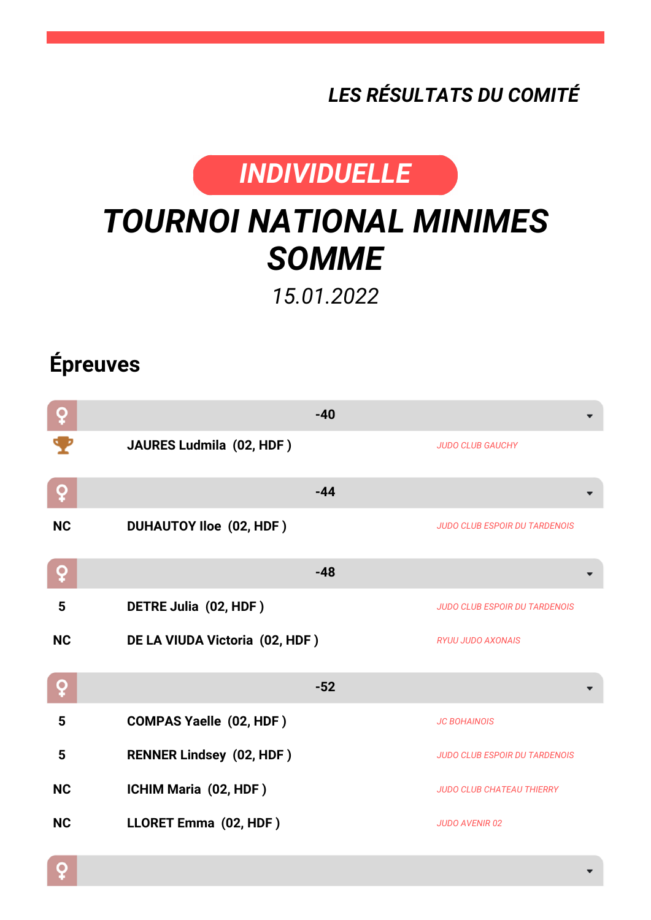*LES RÉSULTATS DU COMITÉ*

**INDIVIDUELLE**

# *TOURNOI NATIONAL MINIMES SOMME*

*15.01.2022*

## Épreuves

### ♀ -40

| Place | Nom | Club |
|---|---|---|
| 🏆 | **JAURES Ludmila (02, HDF )** | *JUDO CLUB GAUCHY* |

### ♀ -44

| Place | Nom | Club |
|---|---|---|
| NC | **DUHAUTOY Iloe (02, HDF )** | *JUDO CLUB ESPOIR DU TARDENOIS* |

### ♀ -48

| Place | Nom | Club |
|---|---|---|
| 5 | **DETRE Julia (02, HDF )** | *JUDO CLUB ESPOIR DU TARDENOIS* |
| NC | **DE LA VIUDA Victoria (02, HDF )** | *RYUU JUDO AXONAIS* |

### ♀ -52

| Place | Nom | Club |
|---|---|---|
| 5 | **COMPAS Yaelle (02, HDF )** | *JC BOHAINOIS* |
| 5 | **RENNER Lindsey (02, HDF )** | *JUDO CLUB ESPOIR DU TARDENOIS* |
| NC | **ICHIM Maria (02, HDF )** | *JUDO CLUB CHATEAU THIERRY* |
| NC | **LLORET Emma (02, HDF )** | *JUDO AVENIR 02* |

### ♀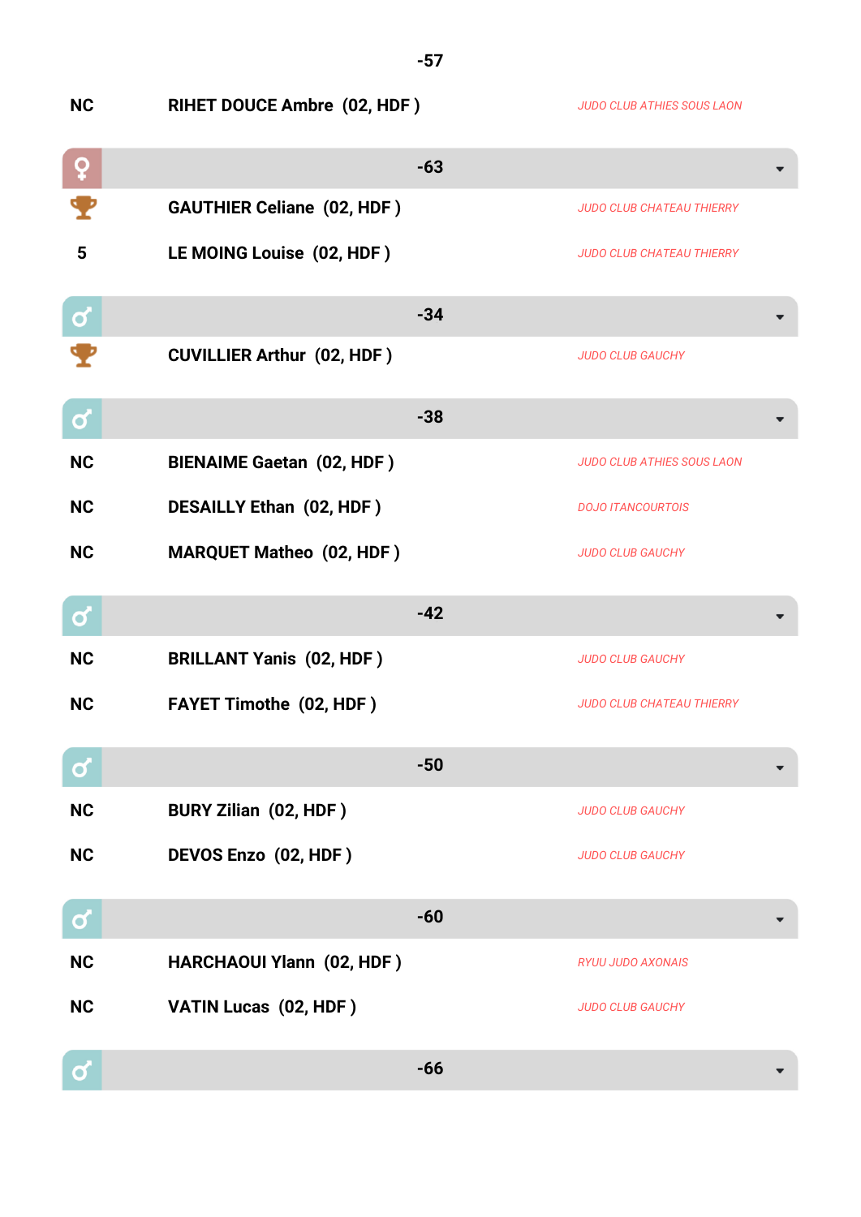## -57

| | | |
|---|---|---|
| NC | **RIHET DOUCE Ambre (02, HDF )** | *JUDO CLUB ATHIES SOUS LAON* |

## ♀ -63

| | | |
|---|---|---|
| 🏆 | **GAUTHIER Celiane (02, HDF )** | *JUDO CLUB CHATEAU THIERRY* |
| 5 | **LE MOING Louise (02, HDF )** | *JUDO CLUB CHATEAU THIERRY* |

## ♂ -34

| | | |
|---|---|---|
| 🏆 | **CUVILLIER Arthur (02, HDF )** | *JUDO CLUB GAUCHY* |

## ♂ -38

| | | |
|---|---|---|
| NC | **BIENAIME Gaetan (02, HDF )** | *JUDO CLUB ATHIES SOUS LAON* |
| NC | **DESAILLY Ethan (02, HDF )** | *DOJO ITANCOURTOIS* |
| NC | **MARQUET Matheo (02, HDF )** | *JUDO CLUB GAUCHY* |

## ♂ -42

| | | |
|---|---|---|
| NC | **BRILLANT Yanis (02, HDF )** | *JUDO CLUB GAUCHY* |
| NC | **FAYET Timothe (02, HDF )** | *JUDO CLUB CHATEAU THIERRY* |

## ♂ -50

| | | |
|---|---|---|
| NC | **BURY Zilian (02, HDF )** | *JUDO CLUB GAUCHY* |
| NC | **DEVOS Enzo (02, HDF )** | *JUDO CLUB GAUCHY* |

## ♂ -60

| | | |
|---|---|---|
| NC | **HARCHAOUI Ylann (02, HDF )** | *RYUU JUDO AXONAIS* |
| NC | **VATIN Lucas (02, HDF )** | *JUDO CLUB GAUCHY* |

## ♂ -66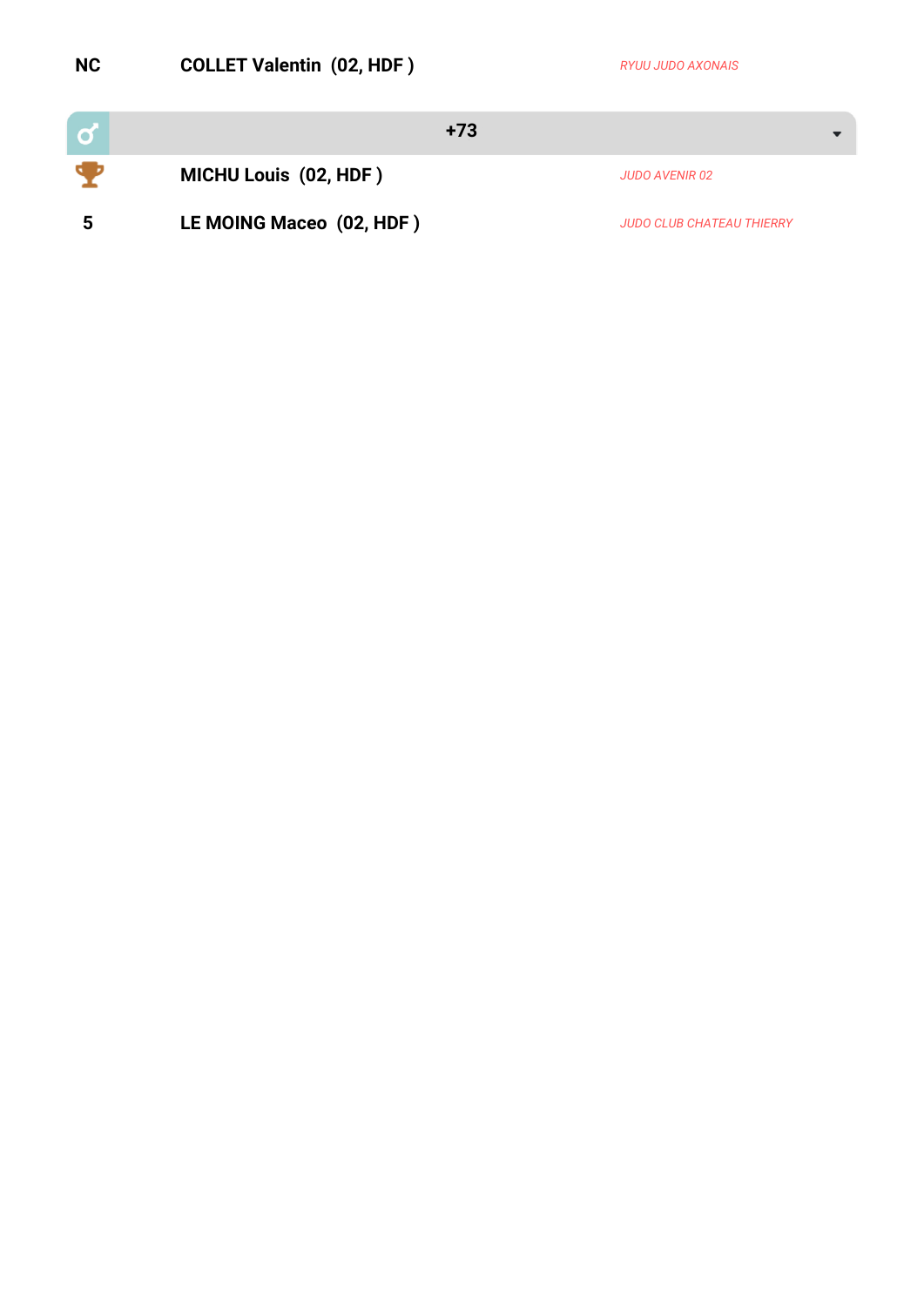| | | |
|---|---|---|
| NC | **COLLET Valentin (02, HDF )** | *RYUU JUDO AXONAIS* |

## +73

| | | |
|---|---|---|
| 🏆 | **MICHU Louis (02, HDF )** | *JUDO AVENIR 02* |
| 5 | **LE MOING Maceo (02, HDF )** | *JUDO CLUB CHATEAU THIERRY* |